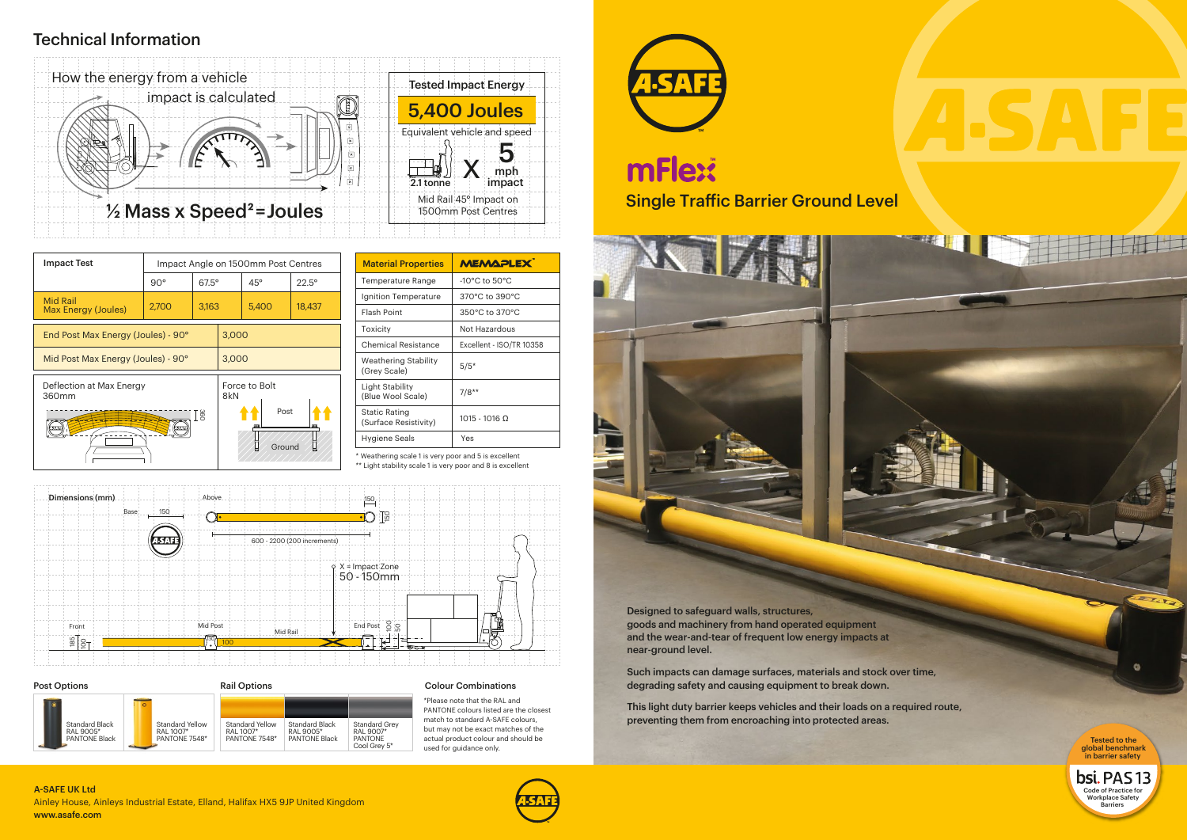## Technical Information

### How the energy from a vehicle impact is calculated

½ Mass x Speed² = Joules

**Tested Impact Energy**

**5,400 Joules**

Equivalent vehicle and speed

2.1 tonne X 5 mph impact

Mid Rail 45° Impact on 1500mm Post Centres

| Impact Test | Impact Angle on 1500mm Post Centres | | | |
|---|---|---|---|---|
| | 90° | 67.5° | 45° | 22.5° |
| Mid Rail Max Energy (Joules) | 2,700 | 3,163 | 5,400 | 18,437 |

| | |
|---|---|
| End Post Max Energy (Joules) - 90° | 3,000 |
| Mid Post Max Energy (Joules) - 90° | 3,000 |
| Deflection at Max Energy 360mm | Force to Bolt 8kN |

| Material Properties | MEMAPLEX™ |
|---|---|
| Temperature Range | -10°C to 50°C |
| Ignition Temperature | 370°C to 390°C |
| Flash Point | 350°C to 370°C |
| Toxicity | Not Hazardous |
| Chemical Resistance | Excellent - ISO/TR 10358 |
| Weathering Stability (Grey Scale) | 5/5* |
| Light Stability (Blue Wool Scale) | 7/8** |
| Static Rating (Surface Resistivity) | 1015 - 1016 Ω |
| Hygiene Seals | Yes |

* Weathering scale 1 is very poor and 5 is excellent
** Light stability scale 1 is very poor and 8 is excellent

### Dimensions (mm)

Base 150

Above: 600 - 2200 (200 increments); 150; 150

X = Impact Zone 50 - 150mm

Front: 185; 100

Mid Post; Mid Rail; End Post; 100; 100; 50

### Post Options

- Standard Black RAL 9005* PANTONE Black
- Standard Yellow RAL 1007* PANTONE 7548*

### Rail Options

- Standard Yellow RAL 1007* PANTONE 7548*
- Standard Black RAL 9005* PANTONE Black
- Standard Grey RAL 9007* PANTONE Cool Grey 5*

### Colour Combinations

*Please note that the RAL and PANTONE colours listed are the closest match to standard A-SAFE colours, but may not be exact matches of the actual product colour and should be used for guidance only.

# A-SAFE

# mFlex™

## Single Traffic Barrier Ground Level

Designed to safeguard walls, structures, goods and machinery from hand operated equipment and the wear-and-tear of frequent low energy impacts at near-ground level.

Such impacts can damage surfaces, materials and stock over time, degrading safety and causing equipment to break down.

This light duty barrier keeps vehicles and their loads on a required route, preventing them from encroaching into protected areas.

Tested to the global benchmark in barrier safety — bsi. PAS 13 Code of Practice for Workplace Safety Barriers

**A-SAFE UK Ltd**
Ainley House, Ainleys Industrial Estate, Elland, Halifax HX5 9JP United Kingdom
**www.asafe.com**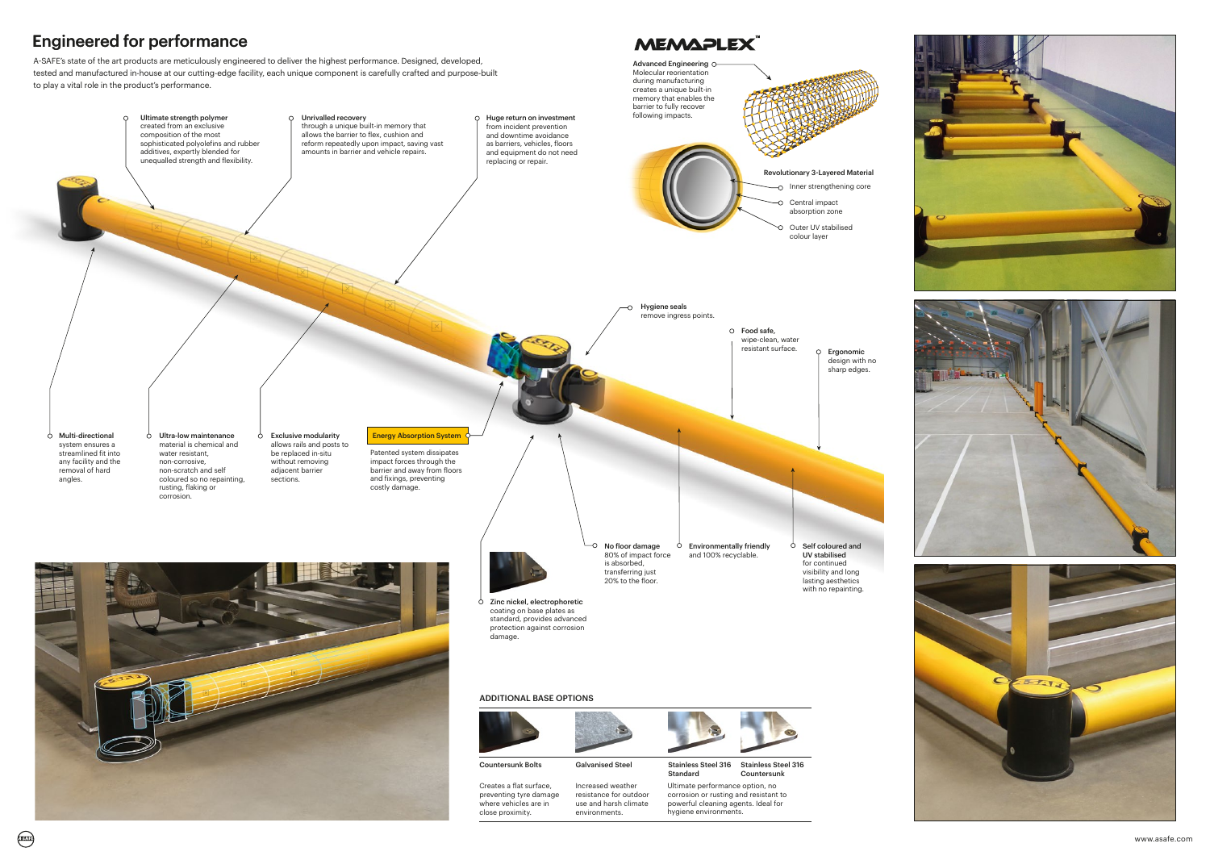# Engineered for performance

A-SAFE's state of the art products are meticulously engineered to deliver the highest performance. Designed, developed, tested and manufactured in-house at our cutting-edge facility, each unique component is carefully crafted and purpose-built to play a vital role in the product's performance.

**Ultimate strength polymer**
created from an exclusive composition of the most sophisticated polyolefins and rubber additives, expertly blended for unequalled strength and flexibility.

**Unrivalled recovery**
through a unique built-in memory that allows the barrier to flex, cushion and reform repeatedly upon impact, saving vast amounts in barrier and vehicle repairs.

**Huge return on investment**
from incident prevention and downtime avoidance as barriers, vehicles, floors and equipment do not need replacing or repair.

## MEMAPLEX™

**Advanced Engineering**
Molecular reorientation during manufacturing creates a unique built-in memory that enables the barrier to fully recover following impacts.

**Revolutionary 3-Layered Material**

- Inner strengthening core
- Central impact absorption zone
- Outer UV stabilised colour layer

**Hygiene seals**
remove ingress points.

**Food safe,**
wipe-clean, water resistant surface.

**Ergonomic**
design with no sharp edges.

**Multi-directional**
system ensures a streamlined fit into any facility and the removal of hard angles.

**Ultra-low maintenance**
material is chemical and water resistant, non-corrosive, non-scratch and self coloured so no repainting, rusting, flaking or corrosion.

**Exclusive modularity**
allows rails and posts to be replaced in-situ without removing adjacent barrier sections.

**Energy Absorption System**
Patented system dissipates impact forces through the barrier and away from floors and fixings, preventing costly damage.

**No floor damage**
80% of impact force is absorbed, transferring just 20% to the floor.

**Environmentally friendly**
and 100% recyclable.

**Self coloured and UV stabilised**
for continued visibility and long lasting aesthetics with no repainting.

**Zinc nickel, electrophoretic**
coating on base plates as standard, provides advanced protection against corrosion damage.

### ADDITIONAL BASE OPTIONS

| Countersunk Bolts | Galvanised Steel | Stainless Steel 316 Standard | Stainless Steel 316 Countersunk |
|---|---|---|---|
| Creates a flat surface, preventing tyre damage where vehicles are in close proximity. | Increased weather resistance for outdoor use and harsh climate environments. | Ultimate performance option, no corrosion or rusting and resistant to powerful cleaning agents. Ideal for hygiene environments. | |

www.asafe.com